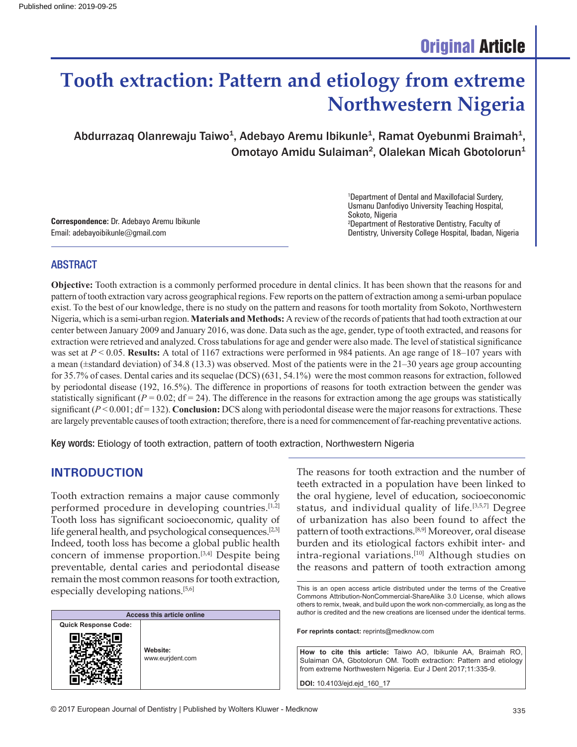Original Article

# Tooth extraction: Pattern and etiology from extreme Northwestern Nigeria

Abdurrazaq Olanrewaju Taiwo[1], Adebayo Aremu Ibikunle[1], Ramat Oyebunmi Braimah[1], Omotayo Amidu Sulaiman[2], Olalekan Micah Gbotolorun[1]

[1]Department of Dental and Maxillofacial Surdery, Usmanu Danfodiyo University Teaching Hospital, Sokoto, Nigeria
[2]Department of Restorative Dentistry, Faculty of Dentistry, University College Hospital, Ibadan, Nigeria

**Correspondence:** Dr. Adebayo Aremu Ibikunle
Email: adebayoibikunle@gmail.com

## ABSTRACT

**Objective:** Tooth extraction is a commonly performed procedure in dental clinics. It has been shown that the reasons for and pattern of tooth extraction vary across geographical regions. Few reports on the pattern of extraction among a semi-urban populace exist. To the best of our knowledge, there is no study on the pattern and reasons for tooth mortality from Sokoto, Northwestern Nigeria, which is a semi-urban region. **Materials and Methods:** A review of the records of patients that had tooth extraction at our center between January 2009 and January 2016, was done. Data such as the age, gender, type of tooth extracted, and reasons for extraction were retrieved and analyzed. Cross tabulations for age and gender were also made. The level of statistical significance was set at $P < 0.05$. **Results:** A total of 1167 extractions were performed in 984 patients. An age range of 18–107 years with a mean (±standard deviation) of 34.8 (13.3) was observed. Most of the patients were in the 21–30 years age group accounting for 35.7% of cases. Dental caries and its sequelae (DCS) (631, 54.1%) were the most common reasons for extraction, followed by periodontal disease (192, 16.5%). The difference in proportions of reasons for tooth extraction between the gender was statistically significant ($P = 0.02$; df = 24). The difference in the reasons for extraction among the age groups was statistically significant ($P < 0.001$; df = 132). **Conclusion:** DCS along with periodontal disease were the major reasons for extractions. These are largely preventable causes of tooth extraction; therefore, there is a need for commencement of far-reaching preventative actions.

**Key words:** Etiology of tooth extraction, pattern of tooth extraction, Northwestern Nigeria

## INTRODUCTION

Tooth extraction remains a major cause commonly performed procedure in developing countries.[1,2] Tooth loss has significant socioeconomic, quality of life general health, and psychological consequences.[2,3] Indeed, tooth loss has become a global public health concern of immense proportion.[3,4] Despite being preventable, dental caries and periodontal disease remain the most common reasons for tooth extraction, especially developing nations.[5,6]

The reasons for tooth extraction and the number of teeth extracted in a population have been linked to the oral hygiene, level of education, socioeconomic status, and individual quality of life.[3,5,7] Degree of urbanization has also been found to affect the pattern of tooth extractions.[8,9] Moreover, oral disease burden and its etiological factors exhibit inter- and intra-regional variations.[10] Although studies on the reasons and pattern of tooth extraction among

| Access this article online | |
|---|---|
| Quick Response Code: | Website: www.eurjdent.com |

This is an open access article distributed under the terms of the Creative Commons Attribution-NonCommercial-ShareAlike 3.0 License, which allows others to remix, tweak, and build upon the work non-commercially, as long as the author is credited and the new creations are licensed under the identical terms.

**For reprints contact:** reprints@medknow.com

**How to cite this article:** Taiwo AO, Ibikunle AA, Braimah RO, Sulaiman OA, Gbotolorun OM. Tooth extraction: Pattern and etiology from extreme Northwestern Nigeria. Eur J Dent 2017;11:335-9.

**DOI:** 10.4103/ejd.ejd_160_17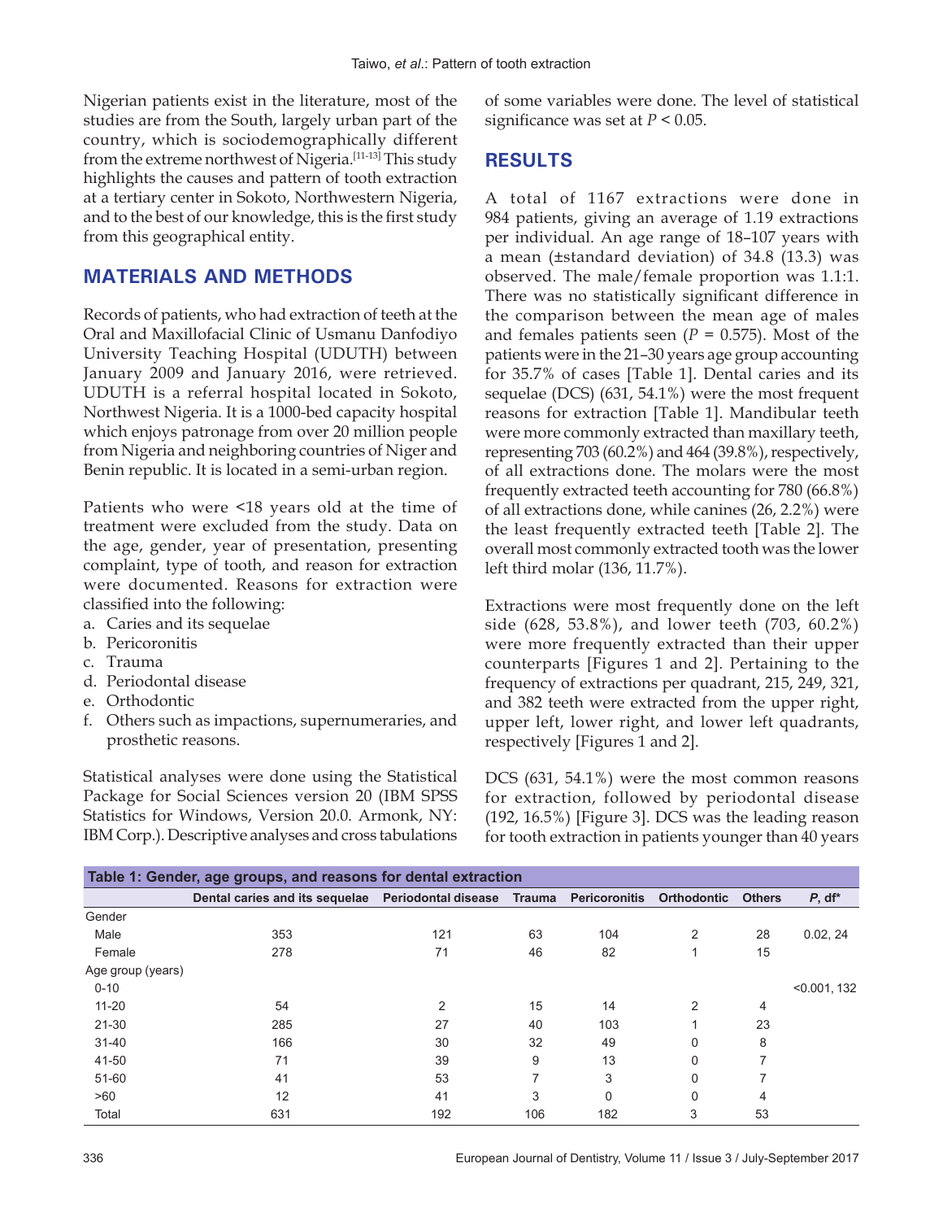Nigerian patients exist in the literature, most of the studies are from the South, largely urban part of the country, which is sociodemographically different from the extreme northwest of Nigeria.[11-13] This study highlights the causes and pattern of tooth extraction at a tertiary center in Sokoto, Northwestern Nigeria, and to the best of our knowledge, this is the first study from this geographical entity.

## MATERIALS AND METHODS

Records of patients, who had extraction of teeth at the Oral and Maxillofacial Clinic of Usmanu Danfodiyo University Teaching Hospital (UDUTH) between January 2009 and January 2016, were retrieved. UDUTH is a referral hospital located in Sokoto, Northwest Nigeria. It is a 1000-bed capacity hospital which enjoys patronage from over 20 million people from Nigeria and neighboring countries of Niger and Benin republic. It is located in a semi-urban region.

Patients who were <18 years old at the time of treatment were excluded from the study. Data on the age, gender, year of presentation, presenting complaint, type of tooth, and reason for extraction were documented. Reasons for extraction were classified into the following:

a. Caries and its sequelae
b. Pericoronitis
c. Trauma
d. Periodontal disease
e. Orthodontic
f. Others such as impactions, supernumeraries, and prosthetic reasons.

Statistical analyses were done using the Statistical Package for Social Sciences version 20 (IBM SPSS Statistics for Windows, Version 20.0. Armonk, NY: IBM Corp.). Descriptive analyses and cross tabulations of some variables were done. The level of statistical significance was set at $P < 0.05$.

## RESULTS

A total of 1167 extractions were done in 984 patients, giving an average of 1.19 extractions per individual. An age range of 18–107 years with a mean (±standard deviation) of 34.8 (13.3) was observed. The male/female proportion was 1.1:1. There was no statistically significant difference in the comparison between the mean age of males and females patients seen ($P = 0.575$). Most of the patients were in the 21–30 years age group accounting for 35.7% of cases [Table 1]. Dental caries and its sequelae (DCS) (631, 54.1%) were the most frequent reasons for extraction [Table 1]. Mandibular teeth were more commonly extracted than maxillary teeth, representing 703 (60.2%) and 464 (39.8%), respectively, of all extractions done. The molars were the most frequently extracted teeth accounting for 780 (66.8%) of all extractions done, while canines (26, 2.2%) were the least frequently extracted teeth [Table 2]. The overall most commonly extracted tooth was the lower left third molar (136, 11.7%).

Extractions were most frequently done on the left side (628, 53.8%), and lower teeth (703, 60.2%) were more frequently extracted than their upper counterparts [Figures 1 and 2]. Pertaining to the frequency of extractions per quadrant, 215, 249, 321, and 382 teeth were extracted from the upper right, upper left, lower right, and lower left quadrants, respectively [Figures 1 and 2].

DCS (631, 54.1%) were the most common reasons for extraction, followed by periodontal disease (192, 16.5%) [Figure 3]. DCS was the leading reason for tooth extraction in patients younger than 40 years

**Table 1: Gender, age groups, and reasons for dental extraction**

| | Dental caries and its sequelae | Periodontal disease | Trauma | Pericoronitis | Orthodontic | Others | *P*, df* |
|---|---|---|---|---|---|---|---|
| Gender | | | | | | | |
| Male | 353 | 121 | 63 | 104 | 2 | 28 | 0.02, 24 |
| Female | 278 | 71 | 46 | 82 | 1 | 15 | |
| Age group (years) | | | | | | | |
| 0-10 | | | | | | | <0.001, 132 |
| 11-20 | 54 | 2 | 15 | 14 | 2 | 4 | |
| 21-30 | 285 | 27 | 40 | 103 | 1 | 23 | |
| 31-40 | 166 | 30 | 32 | 49 | 0 | 8 | |
| 41-50 | 71 | 39 | 9 | 13 | 0 | 7 | |
| 51-60 | 41 | 53 | 7 | 3 | 0 | 7 | |
| >60 | 12 | 41 | 3 | 0 | 0 | 4 | |
| Total | 631 | 192 | 106 | 182 | 3 | 53 | |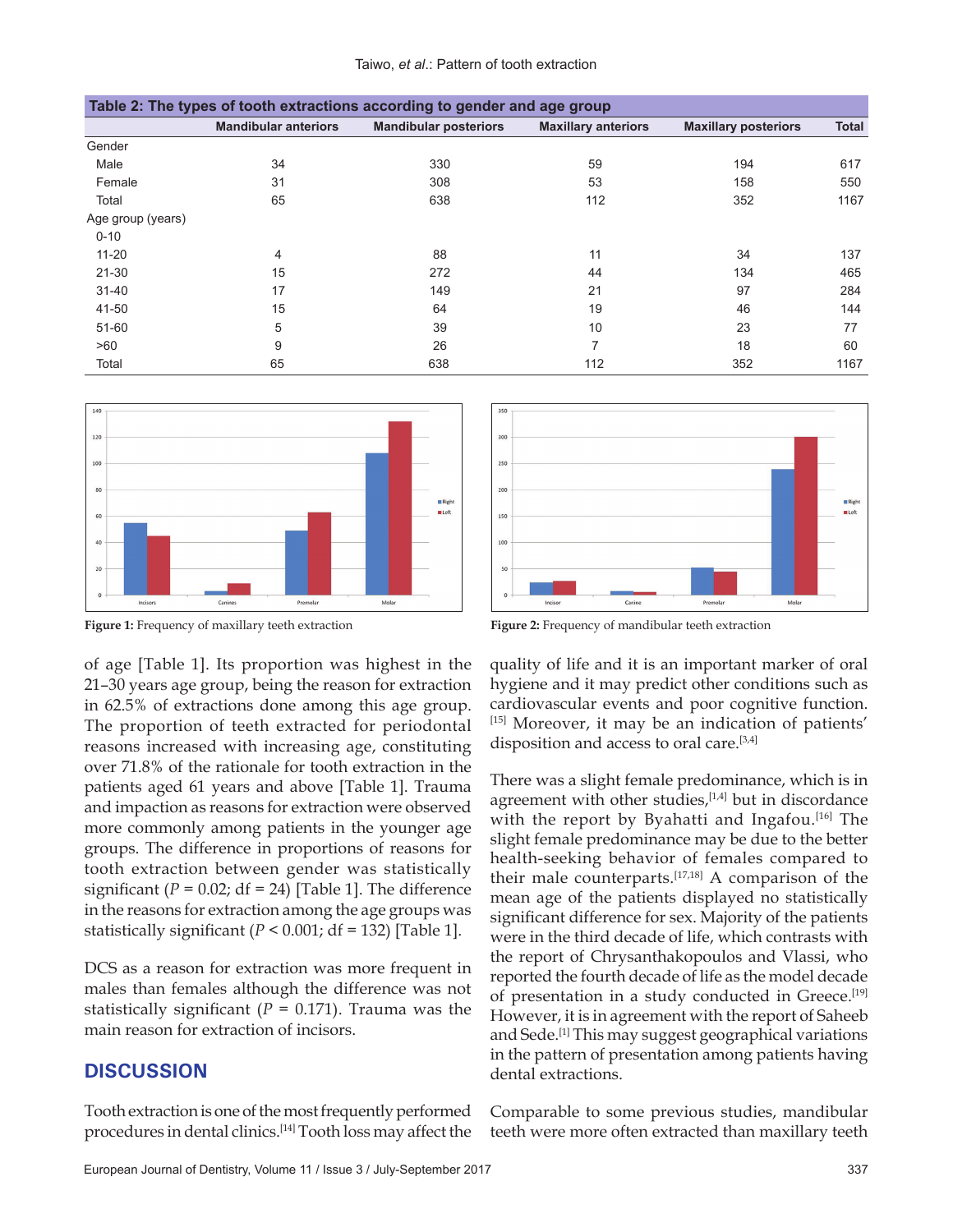**Table 2: The types of tooth extractions according to gender and age group**

| | Mandibular anteriors | Mandibular posteriors | Maxillary anteriors | Maxillary posteriors | Total |
|---|---|---|---|---|---|
| Gender | | | | | |
| Male | 34 | 330 | 59 | 194 | 617 |
| Female | 31 | 308 | 53 | 158 | 550 |
| Total | 65 | 638 | 112 | 352 | 1167 |
| Age group (years) | | | | | |
| 0-10 | | | | | |
| 11-20 | 4 | 88 | 11 | 34 | 137 |
| 21-30 | 15 | 272 | 44 | 134 | 465 |
| 31-40 | 17 | 149 | 21 | 97 | 284 |
| 41-50 | 15 | 64 | 19 | 46 | 144 |
| 51-60 | 5 | 39 | 10 | 23 | 77 |
| >60 | 9 | 26 | 7 | 18 | 60 |
| Total | 65 | 638 | 112 | 352 | 1167 |

**Figure 1:** Frequency of maxillary teeth extraction

**Figure 2:** Frequency of mandibular teeth extraction

of age [Table 1]. Its proportion was highest in the 21–30 years age group, being the reason for extraction in 62.5% of extractions done among this age group. The proportion of teeth extracted for periodontal reasons increased with increasing age, constituting over 71.8% of the rationale for tooth extraction in the patients aged 61 years and above [Table 1]. Trauma and impaction as reasons for extraction were observed more commonly among patients in the younger age groups. The difference in proportions of reasons for tooth extraction between gender was statistically significant ($P = 0.02$; df = 24) [Table 1]. The difference in the reasons for extraction among the age groups was statistically significant ($P < 0.001$; df = 132) [Table 1].

DCS as a reason for extraction was more frequent in males than females although the difference was not statistically significant ($P = 0.171$). Trauma was the main reason for extraction of incisors.

## DISCUSSION

Tooth extraction is one of the most frequently performed procedures in dental clinics.[14] Tooth loss may affect the quality of life and it is an important marker of oral hygiene and it may predict other conditions such as cardiovascular events and poor cognitive function.[15] Moreover, it may be an indication of patients' disposition and access to oral care.[3,4]

There was a slight female predominance, which is in agreement with other studies,[1,4] but in discordance with the report by Byahatti and Ingafou.[16] The slight female predominance may be due to the better health-seeking behavior of females compared to their male counterparts.[17,18] A comparison of the mean age of the patients displayed no statistically significant difference for sex. Majority of the patients were in the third decade of life, which contrasts with the report of Chrysanthakopoulos and Vlassi, who reported the fourth decade of life as the model decade of presentation in a study conducted in Greece.[19] However, it is in agreement with the report of Saheeb and Sede.[1] This may suggest geographical variations in the pattern of presentation among patients having dental extractions.

Comparable to some previous studies, mandibular teeth were more often extracted than maxillary teeth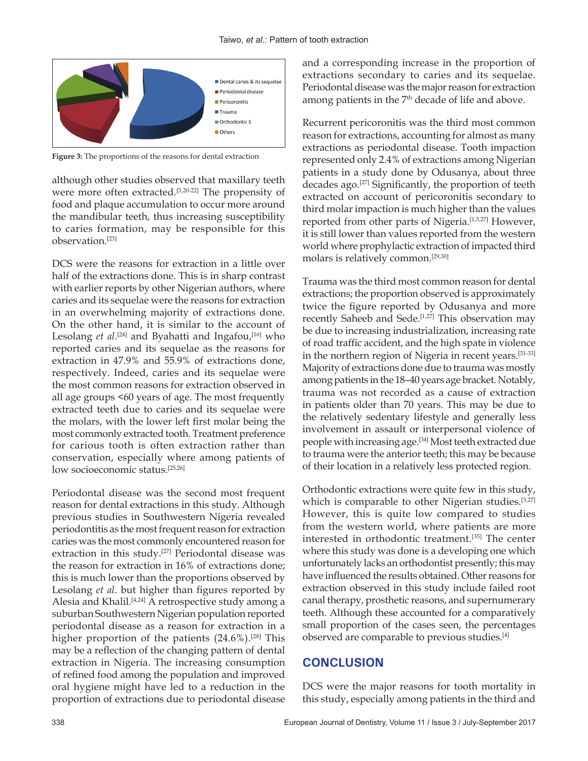Figure 3: The proportions of the reasons for dental extraction

although other studies observed that maxillary teeth were more often extracted.[3,20-22] The propensity of food and plaque accumulation to occur more around the mandibular teeth, thus increasing susceptibility to caries formation, may be responsible for this observation.[23]

DCS were the reasons for extraction in a little over half of the extractions done. This is in sharp contrast with earlier reports by other Nigerian authors, where caries and its sequelae were the reasons for extraction in an overwhelming majority of extractions done. On the other hand, it is similar to the account of Lesolang *et al*.[24] and Byahatti and Ingafou,[16] who reported caries and its sequelae as the reasons for extraction in 47.9% and 55.9% of extractions done, respectively. Indeed, caries and its sequelae were the most common reasons for extraction observed in all age groups <60 years of age. The most frequently extracted teeth due to caries and its sequelae were the molars, with the lower left first molar being the most commonly extracted tooth. Treatment preference for carious tooth is often extraction rather than conservation, especially where among patients of low socioeconomic status.[25,26]

Periodontal disease was the second most frequent reason for dental extractions in this study. Although previous studies in Southwestern Nigeria revealed periodontitis as the most frequent reason for extraction caries was the most commonly encountered reason for extraction in this study.[27] Periodontal disease was the reason for extraction in 16% of extractions done; this is much lower than the proportions observed by Lesolang *et al*. but higher than figures reported by Alesia and Khalil.[4,24] A retrospective study among a suburban Southwestern Nigerian population reported periodontal disease as a reason for extraction in a higher proportion of the patients (24.6%).[28] This may be a reflection of the changing pattern of dental extraction in Nigeria. The increasing consumption of refined food among the population and improved oral hygiene might have led to a reduction in the proportion of extractions due to periodontal disease and a corresponding increase in the proportion of extractions secondary to caries and its sequelae. Periodontal disease was the major reason for extraction among patients in the 7th decade of life and above.

Recurrent pericoronitis was the third most common reason for extractions, accounting for almost as many extractions as periodontal disease. Tooth impaction represented only 2.4% of extractions among Nigerian patients in a study done by Odusanya, about three decades ago.[27] Significantly, the proportion of teeth extracted on account of pericoronitis secondary to third molar impaction is much higher than the values reported from other parts of Nigeria.[1,3,27] However, it is still lower than values reported from the western world where prophylactic extraction of impacted third molars is relatively common.[29,30]

Trauma was the third most common reason for dental extractions; the proportion observed is approximately twice the figure reported by Odusanya and more recently Saheeb and Sede.[1,27] This observation may be due to increasing industrialization, increasing rate of road traffic accident, and the high spate in violence in the northern region of Nigeria in recent years.[31-33] Majority of extractions done due to trauma was mostly among patients in the 18–40 years age bracket. Notably, trauma was not recorded as a cause of extraction in patients older than 70 years. This may be due to the relatively sedentary lifestyle and generally less involvement in assault or interpersonal violence of people with increasing age.[34] Most teeth extracted due to trauma were the anterior teeth; this may be because of their location in a relatively less protected region.

Orthodontic extractions were quite few in this study, which is comparable to other Nigerian studies.[3,27] However, this is quite low compared to studies from the western world, where patients are more interested in orthodontic treatment.[35] The center where this study was done is a developing one which unfortunately lacks an orthodontist presently; this may have influenced the results obtained. Other reasons for extraction observed in this study include failed root canal therapy, prosthetic reasons, and supernumerary teeth. Although these accounted for a comparatively small proportion of the cases seen, the percentages observed are comparable to previous studies.[4]

## CONCLUSION

DCS were the major reasons for tooth mortality in this study, especially among patients in the third and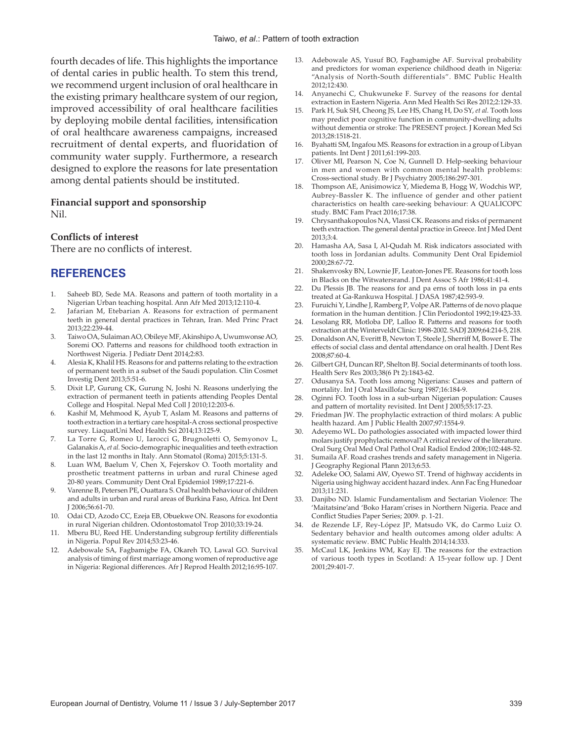fourth decades of life. This highlights the importance of dental caries in public health. To stem this trend, we recommend urgent inclusion of oral healthcare in the existing primary healthcare system of our region, improved accessibility of oral healthcare facilities by deploying mobile dental facilities, intensification of oral healthcare awareness campaigns, increased recruitment of dental experts, and fluoridation of community water supply. Furthermore, a research designed to explore the reasons for late presentation among dental patients should be instituted.

### Financial support and sponsorship

Nil.

### Conflicts of interest

There are no conflicts of interest.

## REFERENCES

1. Saheeb BD, Sede MA. Reasons and pattern of tooth mortality in a Nigerian Urban teaching hospital. Ann Afr Med 2013;12:110-4.
2. Jafarian M, Etebarian A. Reasons for extraction of permanent teeth in general dental practices in Tehran, Iran. Med Princ Pract 2013;22:239-44.
3. Taiwo OA, Sulaiman AO, Obileye MF, Akinshipo A, Uwumwonse AO, Soremi OO. Patterns and reasons for childhood tooth extraction in Northwest Nigeria. J Pediatr Dent 2014;2:83.
4. Alesia K, Khalil HS. Reasons for and patterns relating to the extraction of permanent teeth in a subset of the Saudi population. Clin Cosmet Investig Dent 2013;5:51-6.
5. Dixit LP, Gurung CK, Gurung N, Joshi N. Reasons underlying the extraction of permanent teeth in patients attending Peoples Dental College and Hospital. Nepal Med Coll J 2010;12:203-6.
6. Kashif M, Mehmood K, Ayub T, Aslam M. Reasons and patterns of tooth extraction in a tertiary care hospital-A cross sectional prospective survey. LiaquatUni Med Health Sci 2014;13:125-9.
7. La Torre G, Romeo U, Iarocci G, Brugnoletti O, Semyonov L, Galanakis A, *et al.* Socio-demographic inequalities and teeth extraction in the last 12 months in Italy. Ann Stomatol (Roma) 2015;5:131-5.
8. Luan WM, Baelum V, Chen X, Fejerskov O. Tooth mortality and prosthetic treatment patterns in urban and rural Chinese aged 20-80 years. Community Dent Oral Epidemiol 1989;17:221-6.
9. Varenne B, Petersen PE, Ouattara S. Oral health behaviour of children and adults in urban and rural areas of Burkina Faso, Africa. Int Dent J 2006;56:61-70.
10. Odai CD, Azodo CC, Ezeja EB, Obuekwe ON. Reasons for exodontia in rural Nigerian children. Odontostomatol Trop 2010;33:19-24.
11. Mberu BU, Reed HE. Understanding subgroup fertility differentials in Nigeria. Popul Rev 2014;53:23-46.
12. Adebowale SA, Fagbamigbe FA, Okareh TO, Lawal GO. Survival analysis of timing of first marriage among women of reproductive age in Nigeria: Regional differences. Afr J Reprod Health 2012;16:95-107.
13. Adebowale AS, Yusuf BO, Fagbamigbe AF. Survival probability and predictors for woman experience childhood death in Nigeria: "Analysis of North-South differentials". BMC Public Health 2012;12:430.
14. Anyanechi C, Chukwuneke F. Survey of the reasons for dental extraction in Eastern Nigeria. Ann Med Health Sci Res 2012;2:129-33.
15. Park H, Suk SH, Cheong JS, Lee HS, Chang H, Do SY, *et al.* Tooth loss may predict poor cognitive function in community-dwelling adults without dementia or stroke: The PRESENT project. J Korean Med Sci 2013;28:1518-21.
16. Byahatti SM, Ingafou MS. Reasons for extraction in a group of Libyan patients. Int Dent J 2011;61:199-203.
17. Oliver MI, Pearson N, Coe N, Gunnell D. Help-seeking behaviour in men and women with common mental health problems: Cross-sectional study. Br J Psychiatry 2005;186:297-301.
18. Thompson AE, Anisimowicz Y, Miedema B, Hogg W, Wodchis WP, Aubrey-Bassler K. The influence of gender and other patient characteristics on health care-seeking behaviour: A QUALICOPC study. BMC Fam Pract 2016;17:38.
19. Chrysanthakopoulos NA, Vlassi CK. Reasons and risks of permanent teeth extraction. The general dental practice in Greece. Int J Med Dent 2013;3:4.
20. Hamasha AA, Sasa I, Al-Qudah M. Risk indicators associated with tooth loss in Jordanian adults. Community Dent Oral Epidemiol 2000;28:67-72.
21. Shakenvosky BN, Lownie JF, Leaton-Jones PE. Reasons for tooth loss in Blacks on the Witwatersrand. J Dent Assoc S Afr 1986;41:41-4.
22. Du Plessis JB. The reasons for and pa erns of tooth loss in pa ents treated at Ga-Rankuwa Hospital. J DASA 1987;42:593-9.
23. Furuichi Y, Lindhe J, Ramberg P, Volpe AR. Patterns of de novo plaque formation in the human dentition. J Clin Periodontol 1992;19:423-33.
24. Lesolang RR, Motloba DP, Lalloo R. Patterns and reasons for tooth extraction at the Winterveldt Clinic: 1998-2002. SADJ 2009;64:214-5, 218.
25. Donaldson AN, Everitt B, Newton T, Steele J, Sherriff M, Bower E. The effects of social class and dental attendance on oral health. J Dent Res 2008;87:60-4.
26. Gilbert GH, Duncan RP, Shelton BJ. Social determinants of tooth loss. Health Serv Res 2003;38(6 Pt 2):1843-62.
27. Odusanya SA. Tooth loss among Nigerians: Causes and pattern of mortality. Int J Oral Maxillofac Surg 1987;16:184-9.
28. Oginni FO. Tooth loss in a sub-urban Nigerian population: Causes and pattern of mortality revisited. Int Dent J 2005;55:17-23.
29. Friedman JW. The prophylactic extraction of third molars: A public health hazard. Am J Public Health 2007;97:1554-9.
30. Adeyemo WL. Do pathologies associated with impacted lower third molars justify prophylactic removal? A critical review of the literature. Oral Surg Oral Med Oral Pathol Oral Radiol Endod 2006;102:448-52.
31. Sumaila AF. Road crashes trends and safety management in Nigeria. J Geography Regional Plann 2013;6:53.
32. Adeleke OO, Salami AW, Oyewo ST. Trend of highway accidents in Nigeria using highway accident hazard index. Ann Fac Eng Hunedoar 2013;11:231.
33. Danjibo ND. Islamic Fundamentalism and Sectarian Violence: The 'Maitatsine'and 'Boko Haram'crises in Northern Nigeria. Peace and Conflict Studies Paper Series; 2009. p. 1-21.
34. de Rezende LF, Rey-López JP, Matsudo VK, do Carmo Luiz O. Sedentary behavior and health outcomes among older adults: A systematic review. BMC Public Health 2014;14:333.
35. McCaul LK, Jenkins WM, Kay EJ. The reasons for the extraction of various tooth types in Scotland: A 15-year follow up. J Dent 2001;29:401-7.